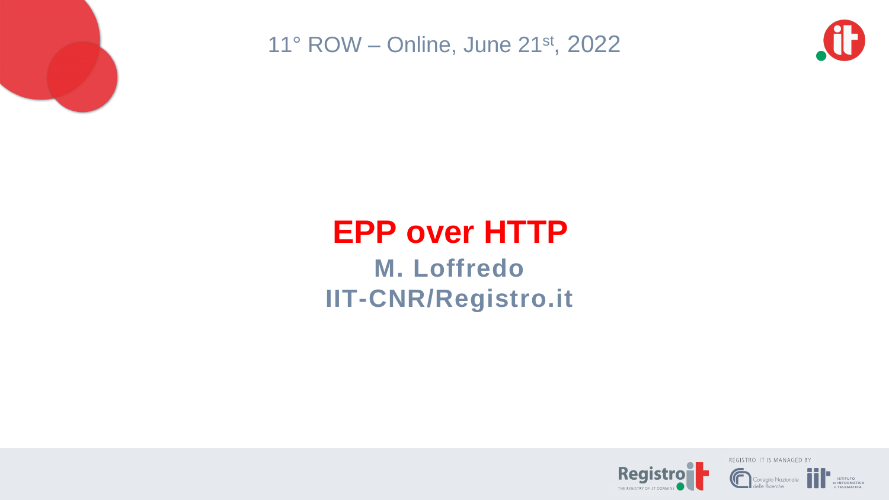11° ROW – Online, June 21st, 2022

# EPP over HTTP

**M. Loffredo**

**IIT-CNR/Registro.it**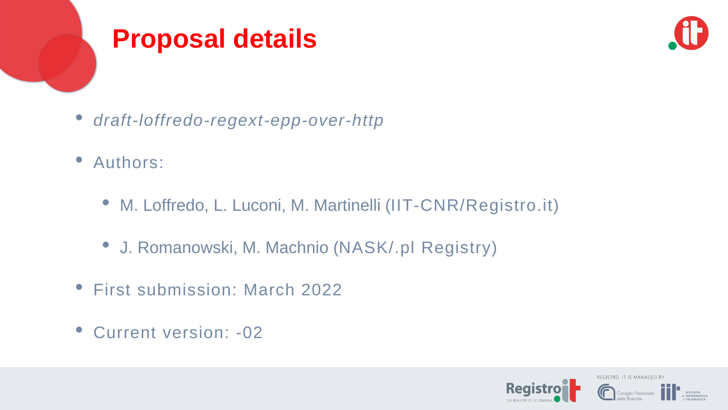# Proposal details

- *draft-loffredo-regext-epp-over-http*
- Authors:
  - M. Loffredo, L. Luconi, M. Martinelli (IIT-CNR/Registro.it)
  - J. Romanowski, M. Machnio (NASK/.pl Registry)
- First submission: March 2022
- Current version: -02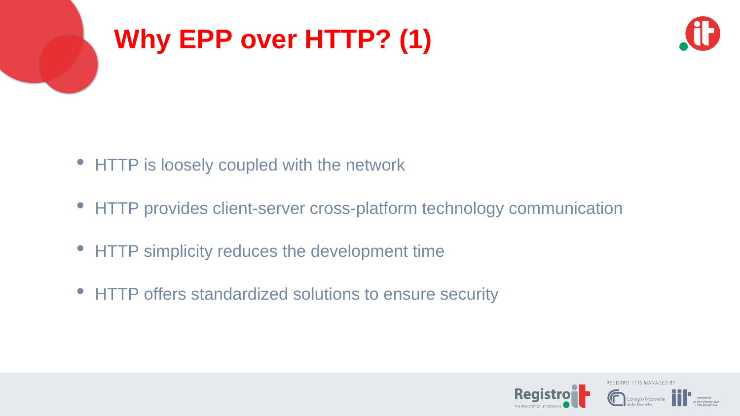# Why EPP over HTTP? (1)

- HTTP is loosely coupled with the network
- HTTP provides client-server cross-platform technology communication
- HTTP simplicity reduces the development time
- HTTP offers standardized solutions to ensure security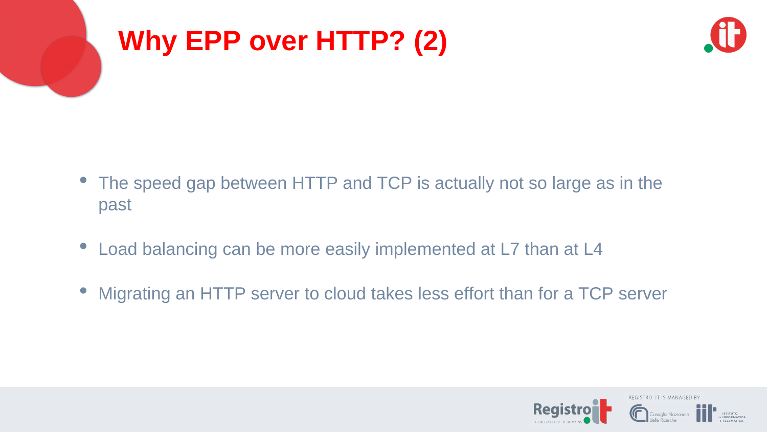# Why EPP over HTTP? (2)

- The speed gap between HTTP and TCP is actually not so large as in the past
- Load balancing can be more easily implemented at L7 than at L4
- Migrating an HTTP server to cloud takes less effort than for a TCP server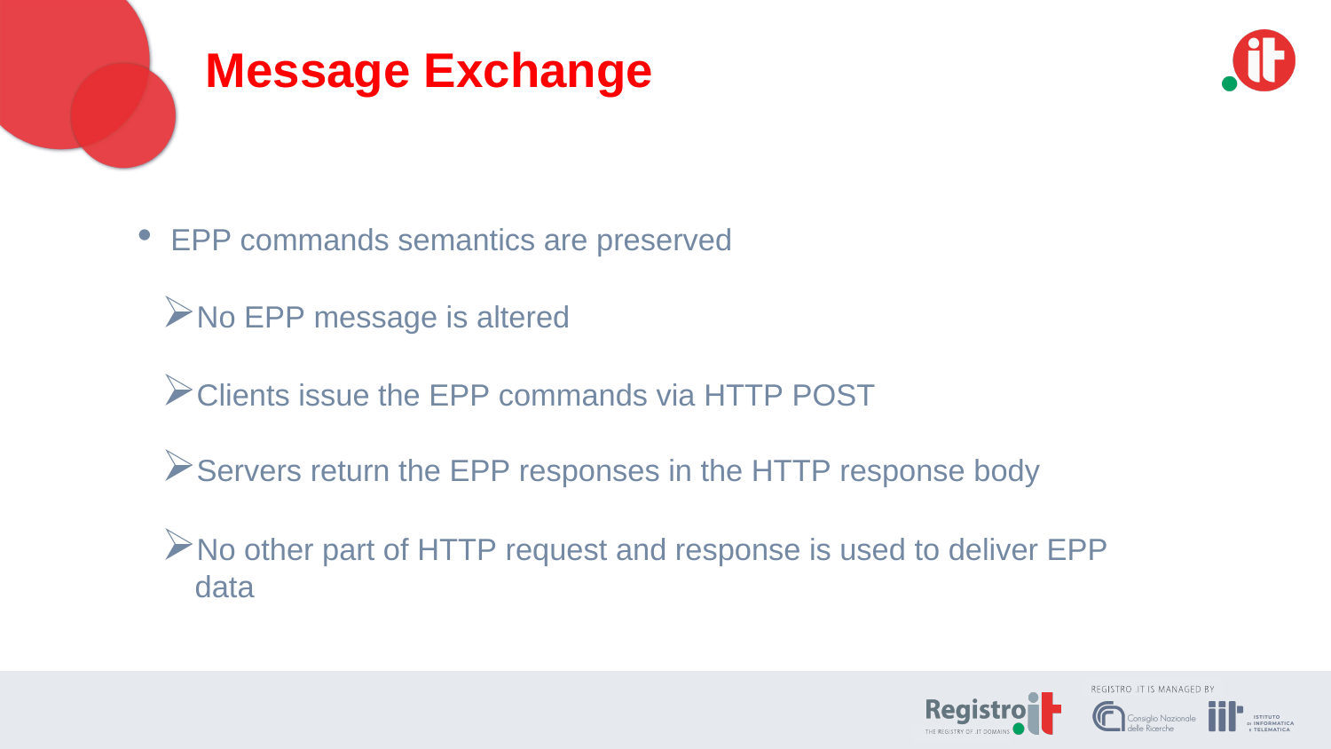# Message Exchange

- EPP commands semantics are preserved
  - No EPP message is altered
  - Clients issue the EPP commands via HTTP POST
  - Servers return the EPP responses in the HTTP response body
  - No other part of HTTP request and response is used to deliver EPP data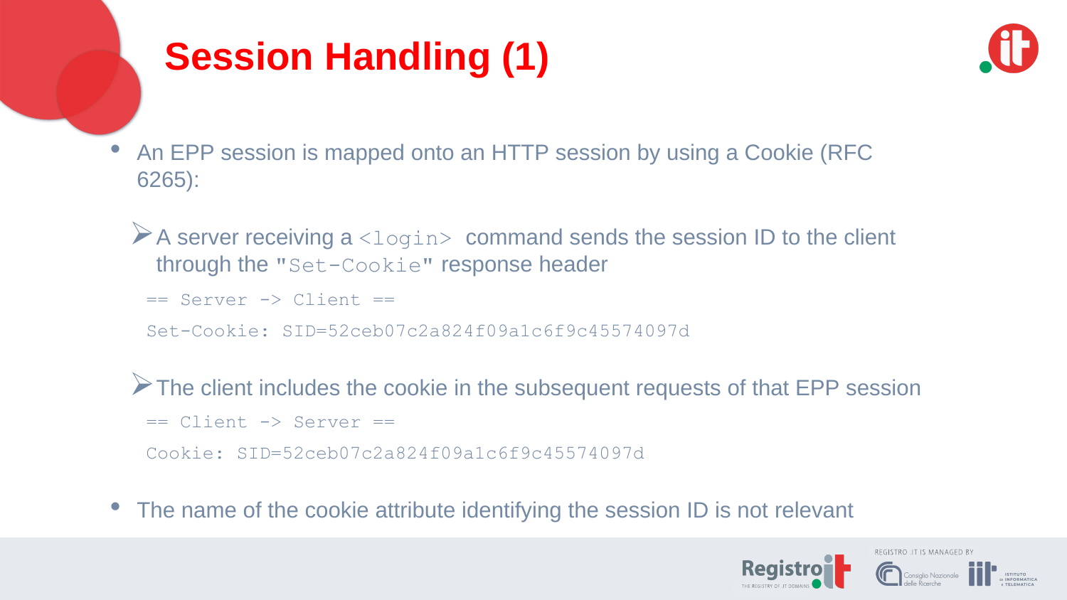# Session Handling (1)

- An EPP session is mapped onto an HTTP session by using a Cookie (RFC 6265):

  - A server receiving a `<login>` command sends the session ID to the client through the "`Set-Cookie`" response header

```
== Server -> Client ==
Set-Cookie: SID=52ceb07c2a824f09a1c6f9c45574097d
```

  - The client includes the cookie in the subsequent requests of that EPP session

```
== Client -> Server ==
Cookie: SID=52ceb07c2a824f09a1c6f9c45574097d
```

- The name of the cookie attribute identifying the session ID is not relevant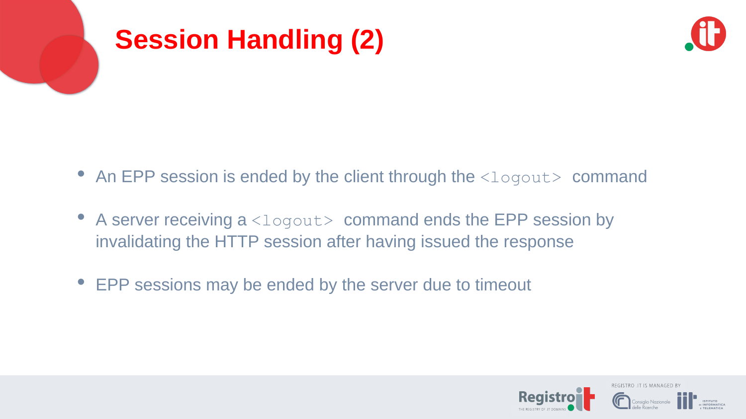# Session Handling (2)

- An EPP session is ended by the client through the `<logout>` command
- A server receiving a `<logout>` command ends the EPP session by invalidating the HTTP session after having issued the response
- EPP sessions may be ended by the server due to timeout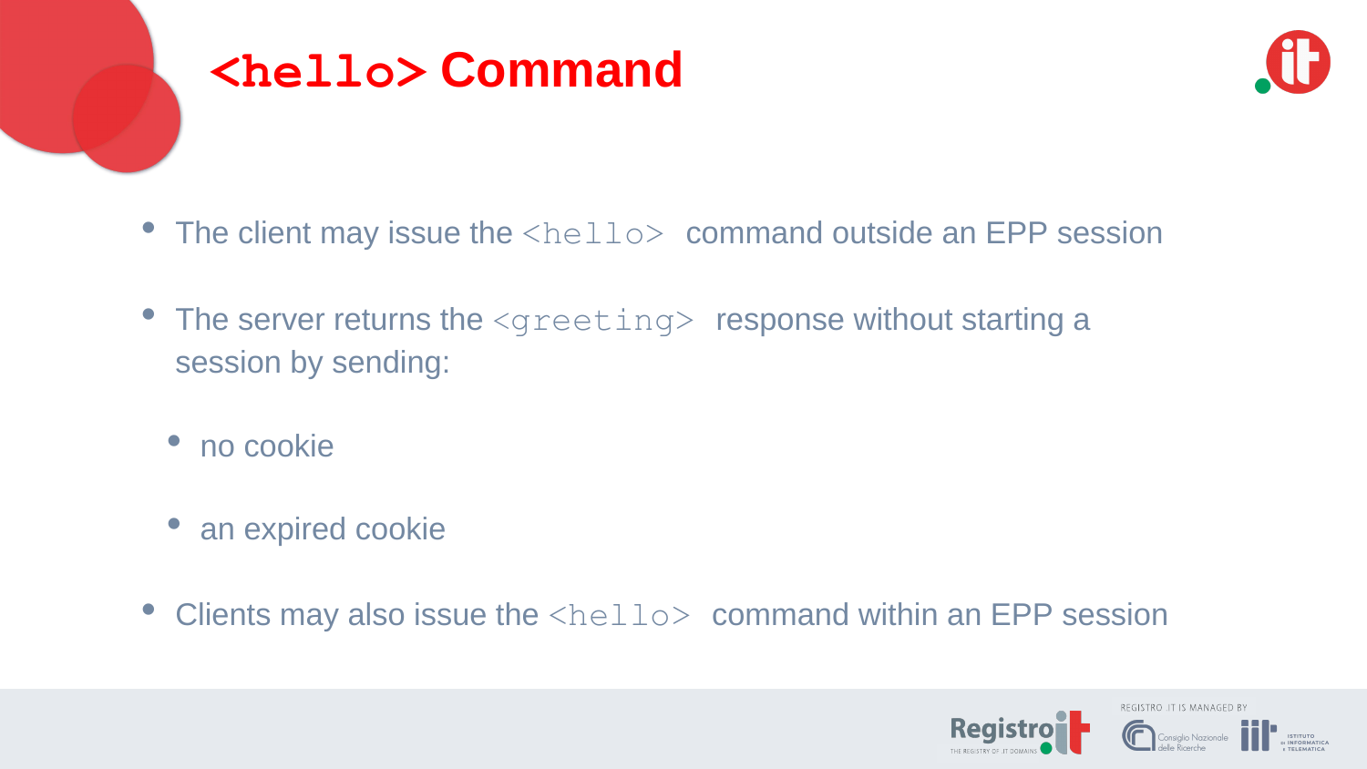# `<hello>` Command

- The client may issue the `<hello>` command outside an EPP session
- The server returns the `<greeting>` response without starting a session by sending:
  - no cookie
  - an expired cookie
- Clients may also issue the `<hello>` command within an EPP session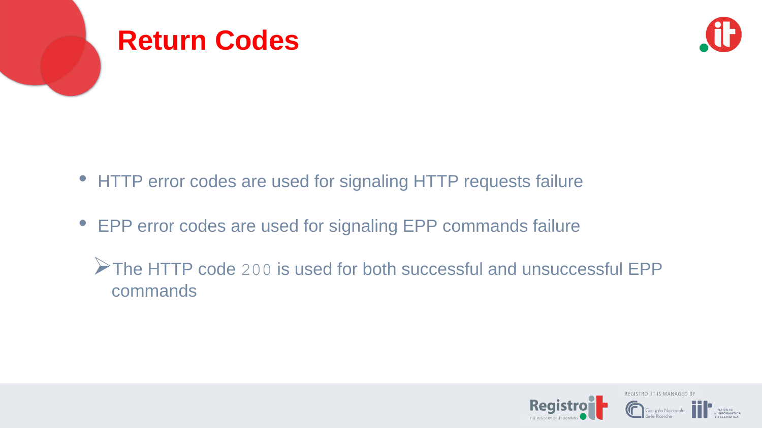# Return Codes

- HTTP error codes are used for signaling HTTP requests failure
- EPP error codes are used for signaling EPP commands failure
  - The HTTP code `200` is used for both successful and unsuccessful EPP commands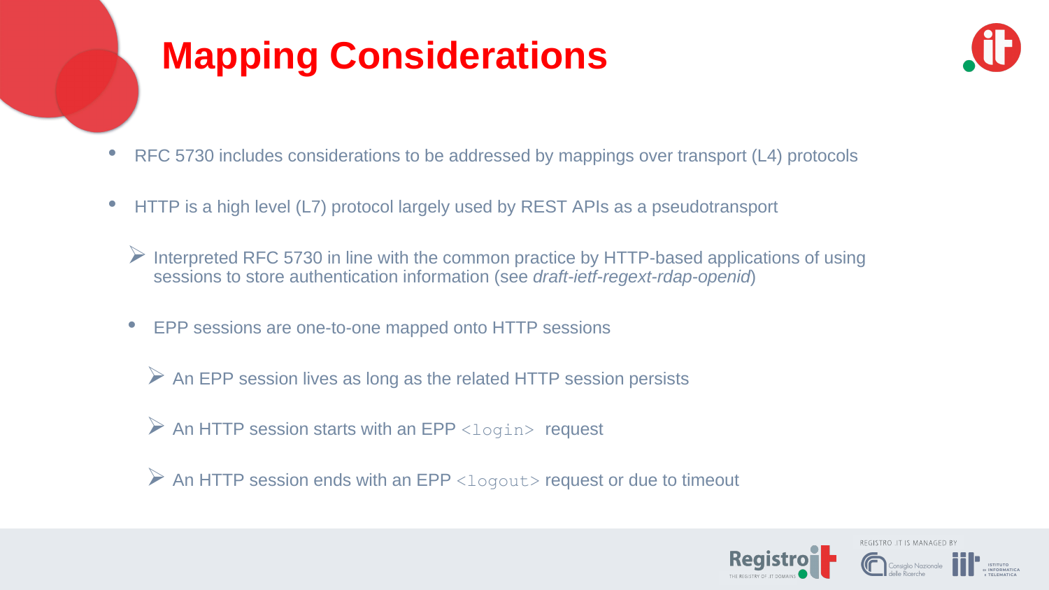# Mapping Considerations

- RFC 5730 includes considerations to be addressed by mappings over transport (L4) protocols
- HTTP is a high level (L7) protocol largely used by REST APIs as a pseudotransport
  - Interpreted RFC 5730 in line with the common practice by HTTP-based applications of using sessions to store authentication information (see *draft-ietf-regext-rdap-openid*)
  - EPP sessions are one-to-one mapped onto HTTP sessions
    - An EPP session lives as long as the related HTTP session persists
    - An HTTP session starts with an EPP `<login>` request
    - An HTTP session ends with an EPP `<logout>` request or due to timeout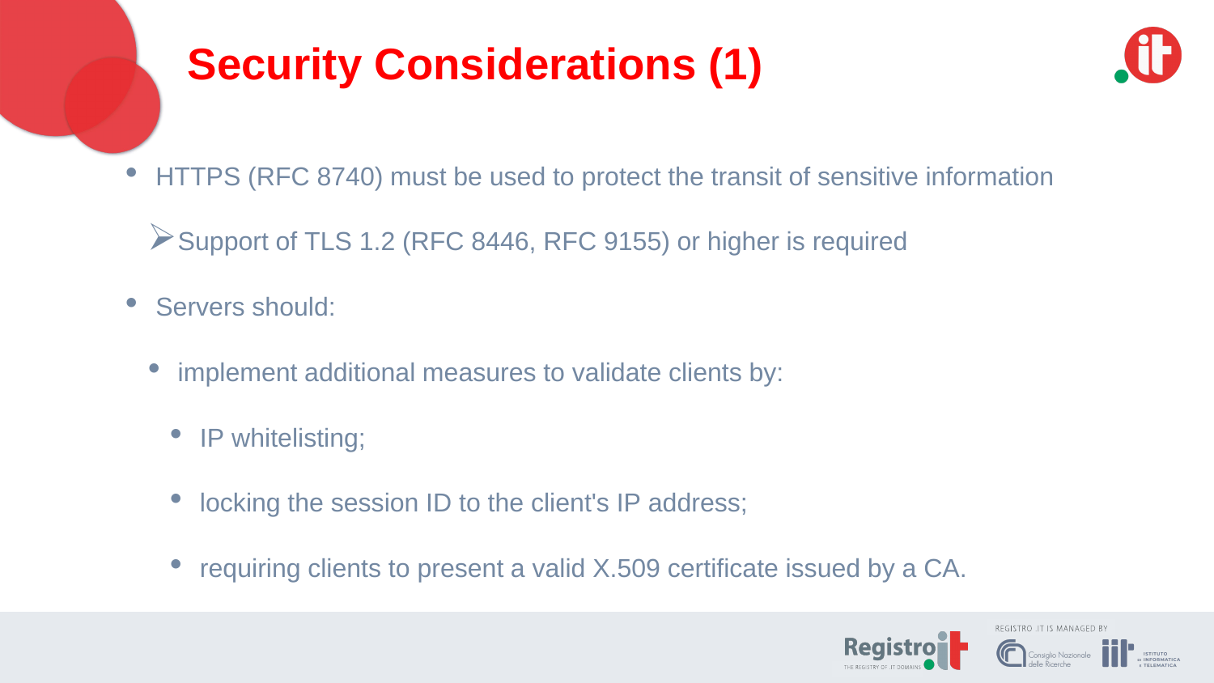# Security Considerations (1)

- HTTPS (RFC 8740) must be used to protect the transit of sensitive information
  - Support of TLS 1.2 (RFC 8446, RFC 9155) or higher is required
- Servers should:
  - implement additional measures to validate clients by:
    - IP whitelisting;
    - locking the session ID to the client's IP address;
    - requiring clients to present a valid X.509 certificate issued by a CA.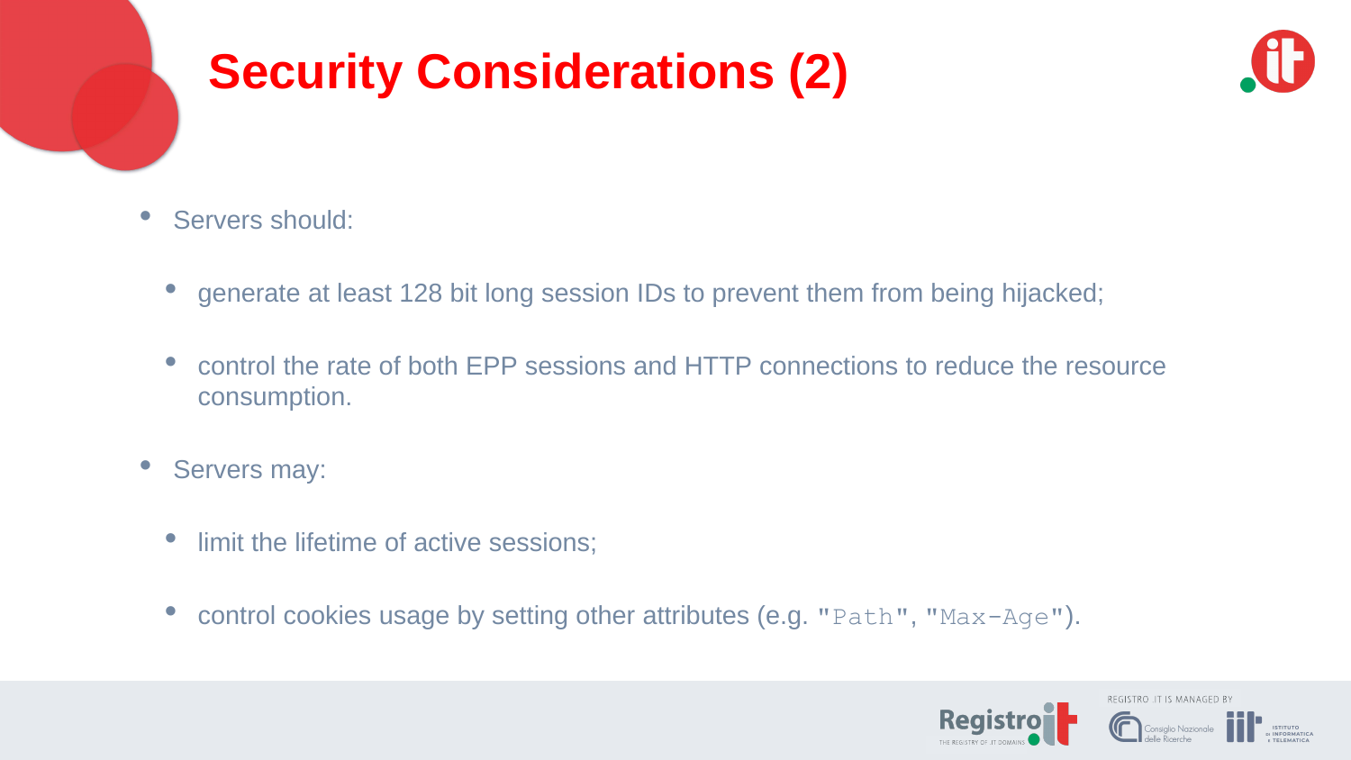# Security Considerations (2)

- Servers should:
  - generate at least 128 bit long session IDs to prevent them from being hijacked;
  - control the rate of both EPP sessions and HTTP connections to reduce the resource consumption.
- Servers may:
  - limit the lifetime of active sessions;
  - control cookies usage by setting other attributes (e.g. `"Path"`, `"Max-Age"`).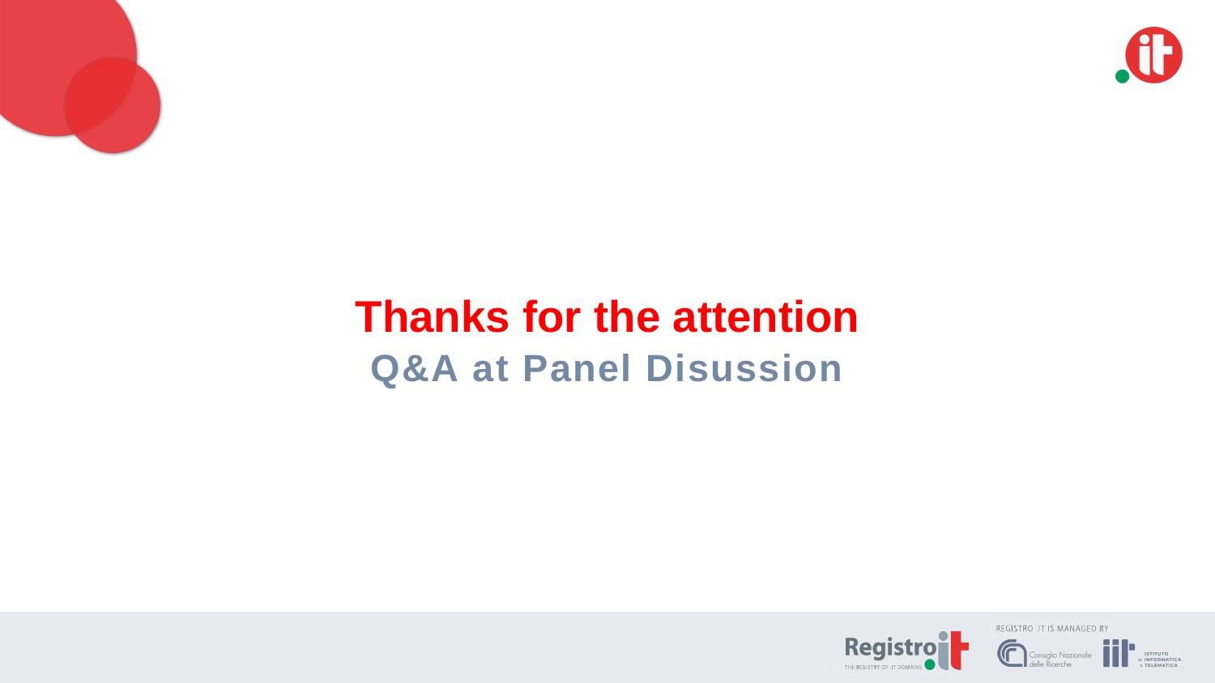# Thanks for the attention

## Q&A at Panel Disussion